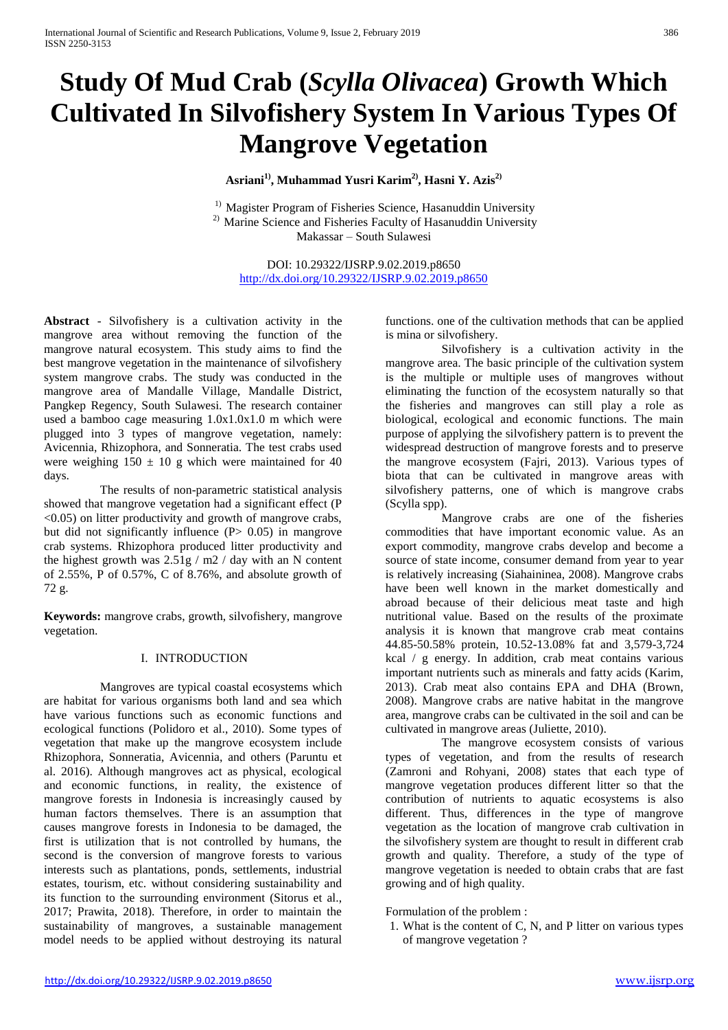# Study Of Mud Crab (*Scylla Olivacea*) Growth Which Cultivated In Silvofishery System In Various Types Of Mangrove Vegetation

**Asriani[1], Muhammad Yusri Karim[2], Hasni Y. Azis[2]**

[1] Magister Program of Fisheries Science, Hasanuddin University
[2] Marine Science and Fisheries Faculty of Hasanuddin University
Makassar – South Sulawesi

DOI: 10.29322/IJSRP.9.02.2019.p8650
http://dx.doi.org/10.29322/IJSRP.9.02.2019.p8650

**Abstract** - Silvofishery is a cultivation activity in the mangrove area without removing the function of the mangrove natural ecosystem. This study aims to find the best mangrove vegetation in the maintenance of silvofishery system mangrove crabs. The study was conducted in the mangrove area of Mandalle Village, Mandalle District, Pangkep Regency, South Sulawesi. The research container used a bamboo cage measuring 1.0x1.0x1.0 m which were plugged into 3 types of mangrove vegetation, namely: Avicennia, Rhizophora, and Sonneratia. The test crabs used were weighing $150 \pm 10$ g which were maintained for 40 days.

The results of non-parametric statistical analysis showed that mangrove vegetation had a significant effect ($P < 0.05$) on litter productivity and growth of mangrove crabs, but did not significantly influence ($P > 0.05$) in mangrove crab systems. Rhizophora produced litter productivity and the highest growth was 2.51g / m2 / day with an N content of 2.55%, P of 0.57%, C of 8.76%, and absolute growth of 72 g.

**Keywords:** mangrove crabs, growth, silvofishery, mangrove vegetation.

## I. INTRODUCTION

Mangroves are typical coastal ecosystems which are habitat for various organisms both land and sea which have various functions such as economic functions and ecological functions (Polidoro et al., 2010). Some types of vegetation that make up the mangrove ecosystem include Rhizophora, Sonneratia, Avicennia, and others (Paruntu et al. 2016). Although mangroves act as physical, ecological and economic functions, in reality, the existence of mangrove forests in Indonesia is increasingly caused by human factors themselves. There is an assumption that causes mangrove forests in Indonesia to be damaged, the first is utilization that is not controlled by humans, the second is the conversion of mangrove forests to various interests such as plantations, ponds, settlements, industrial estates, tourism, etc. without considering sustainability and its function to the surrounding environment (Sitorus et al., 2017; Prawita, 2018). Therefore, in order to maintain the sustainability of mangroves, a sustainable management model needs to be applied without destroying its natural functions. one of the cultivation methods that can be applied is mina or silvofishery.

Silvofishery is a cultivation activity in the mangrove area. The basic principle of the cultivation system is the multiple or multiple uses of mangroves without eliminating the function of the ecosystem naturally so that the fisheries and mangroves can still play a role as biological, ecological and economic functions. The main purpose of applying the silvofishery pattern is to prevent the widespread destruction of mangrove forests and to preserve the mangrove ecosystem (Fajri, 2013). Various types of biota that can be cultivated in mangrove areas with silvofishery patterns, one of which is mangrove crabs (Scylla spp).

Mangrove crabs are one of the fisheries commodities that have important economic value. As an export commodity, mangrove crabs develop and become a source of state income, consumer demand from year to year is relatively increasing (Siahaininea, 2008). Mangrove crabs have been well known in the market domestically and abroad because of their delicious meat taste and high nutritional value. Based on the results of the proximate analysis it is known that mangrove crab meat contains 44.85-50.58% protein, 10.52-13.08% fat and 3,579-3,724 kcal / g energy. In addition, crab meat contains various important nutrients such as minerals and fatty acids (Karim, 2013). Crab meat also contains EPA and DHA (Brown, 2008). Mangrove crabs are native habitat in the mangrove area, mangrove crabs can be cultivated in the soil and can be cultivated in mangrove areas (Juliette, 2010).

The mangrove ecosystem consists of various types of vegetation, and from the results of research (Zamroni and Rohyani, 2008) states that each type of mangrove vegetation produces different litter so that the contribution of nutrients to aquatic ecosystems is also different. Thus, differences in the type of mangrove vegetation as the location of mangrove crab cultivation in the silvofishery system are thought to result in different crab growth and quality. Therefore, a study of the type of mangrove vegetation is needed to obtain crabs that are fast growing and of high quality.

Formulation of the problem :

1. What is the content of C, N, and P litter on various types of mangrove vegetation ?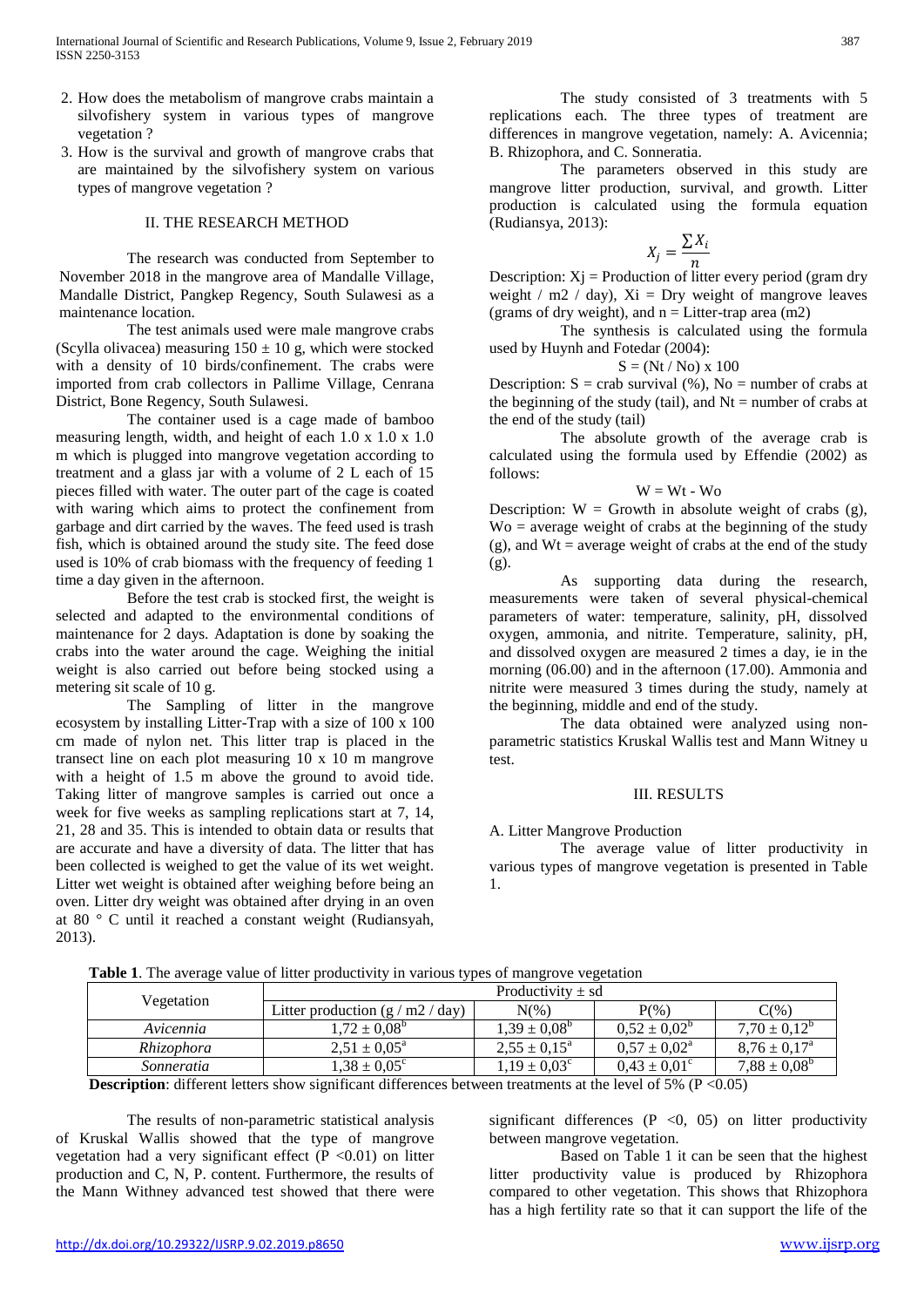2. How does the metabolism of mangrove crabs maintain a silvofishery system in various types of mangrove vegetation ?
3. How is the survival and growth of mangrove crabs that are maintained by the silvofishery system on various types of mangrove vegetation ?

## II. THE RESEARCH METHOD

The research was conducted from September to November 2018 in the mangrove area of Mandalle Village, Mandalle District, Pangkep Regency, South Sulawesi as a maintenance location.

The test animals used were male mangrove crabs (Scylla olivacea) measuring 150 ± 10 g, which were stocked with a density of 10 birds/confinement. The crabs were imported from crab collectors in Pallime Village, Cenrana District, Bone Regency, South Sulawesi.

The container used is a cage made of bamboo measuring length, width, and height of each 1.0 x 1.0 x 1.0 m which is plugged into mangrove vegetation according to treatment and a glass jar with a volume of 2 L each of 15 pieces filled with water. The outer part of the cage is coated with waring which aims to protect the confinement from garbage and dirt carried by the waves. The feed used is trash fish, which is obtained around the study site. The feed dose used is 10% of crab biomass with the frequency of feeding 1 time a day given in the afternoon.

Before the test crab is stocked first, the weight is selected and adapted to the environmental conditions of maintenance for 2 days. Adaptation is done by soaking the crabs into the water around the cage. Weighing the initial weight is also carried out before being stocked using a metering sit scale of 10 g.

The Sampling of litter in the mangrove ecosystem by installing Litter-Trap with a size of 100 x 100 cm made of nylon net. This litter trap is placed in the transect line on each plot measuring 10 x 10 m mangrove with a height of 1.5 m above the ground to avoid tide. Taking litter of mangrove samples is carried out once a week for five weeks as sampling replications start at 7, 14, 21, 28 and 35. This is intended to obtain data or results that are accurate and have a diversity of data. The litter that has been collected is weighed to get the value of its wet weight. Litter wet weight is obtained after weighing before being an oven. Litter dry weight was obtained after drying in an oven at 80 ° C until it reached a constant weight (Rudiansyah, 2013).

The study consisted of 3 treatments with 5 replications each. The three types of treatment are differences in mangrove vegetation, namely: A. Avicennia; B. Rhizophora, and C. Sonneratia.

The parameters observed in this study are mangrove litter production, survival, and growth. Litter production is calculated using the formula equation (Rudiansya, 2013):

$$X_j = \frac{\sum X_i}{n}$$

Description: $X_j$ = Production of litter every period (gram dry weight / m2 / day), $X_i$ = Dry weight of mangrove leaves (grams of dry weight), and n = Litter-trap area (m2)

The synthesis is calculated using the formula used by Huynh and Fotedar (2004):

$$S = (Nt / No) \times 100$$

Description: S = crab survival (%), No = number of crabs at the beginning of the study (tail), and Nt = number of crabs at the end of the study (tail)

The absolute growth of the average crab is calculated using the formula used by Effendie (2002) as follows:

$$W = Wt - Wo$$

Description: W = Growth in absolute weight of crabs (g), Wo = average weight of crabs at the beginning of the study (g), and Wt = average weight of crabs at the end of the study (g).

As supporting data during the research, measurements were taken of several physical-chemical parameters of water: temperature, salinity, pH, dissolved oxygen, ammonia, and nitrite. Temperature, salinity, pH, and dissolved oxygen are measured 2 times a day, ie in the morning (06.00) and in the afternoon (17.00). Ammonia and nitrite were measured 3 times during the study, namely at the beginning, middle and end of the study.

The data obtained were analyzed using non-parametric statistics Kruskal Wallis test and Mann Witney u test.

## III. RESULTS

### A. Litter Mangrove Production

The average value of litter productivity in various types of mangrove vegetation is presented in Table 1.

**Table 1**. The average value of litter productivity in various types of mangrove vegetation

| Vegetation | Productivity ± sd | | | |
|---|---|---|---|---|
| | Litter production (g / m2 / day) | N(%) | P(%) | C(%) |
| *Avicennia* | $1{,}72 \pm 0{,}08^b$ | $1{,}39 \pm 0{,}08^b$ | $0{,}52 \pm 0{,}02^b$ | $7{,}70 \pm 0{,}12^b$ |
| *Rhizophora* | $2{,}51 \pm 0{,}05^a$ | $2{,}55 \pm 0{,}15^a$ | $0{,}57 \pm 0{,}02^a$ | $8{,}76 \pm 0{,}17^a$ |
| *Sonneratia* | $1{,}38 \pm 0{,}05^c$ | $1{,}19 \pm 0{,}03^c$ | $0{,}43 \pm 0{,}01^c$ | $7{,}88 \pm 0{,}08^b$ |

**Description**: different letters show significant differences between treatments at the level of 5% ($P < 0.05$)

The results of non-parametric statistical analysis of Kruskal Wallis showed that the type of mangrove vegetation had a very significant effect ($P < 0.01$) on litter production and C, N, P. content. Furthermore, the results of the Mann Withney advanced test showed that there were significant differences ($P < 0,05$) on litter productivity between mangrove vegetation.

Based on Table 1 it can be seen that the highest litter productivity value is produced by Rhizophora compared to other vegetation. This shows that Rhizophora has a high fertility rate so that it can support the life of the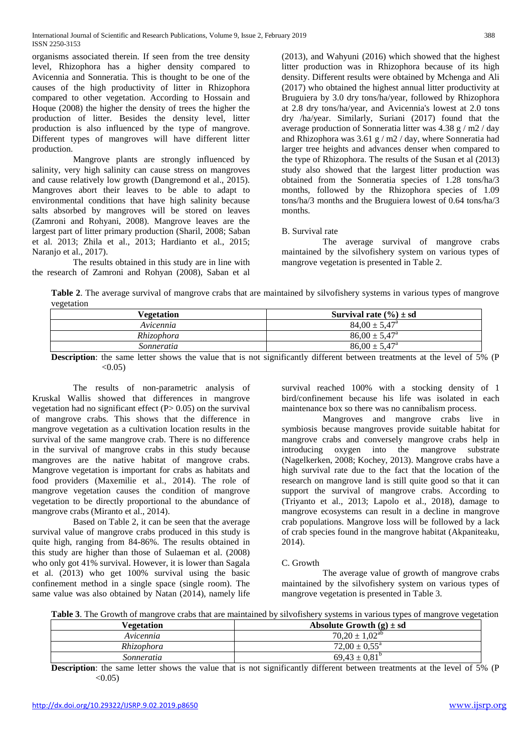organisms associated therein. If seen from the tree density level, Rhizophora has a higher density compared to Avicennia and Sonneratia. This is thought to be one of the causes of the high productivity of litter in Rhizophora compared to other vegetation. According to Hossain and Hoque (2008) the higher the density of trees the higher the production of litter. Besides the density level, litter production is also influenced by the type of mangrove. Different types of mangroves will have different litter production.

Mangrove plants are strongly influenced by salinity, very high salinity can cause stress on mangroves and cause relatively low growth (Dangremond et al., 2015). Mangroves abort their leaves to be able to adapt to environmental conditions that have high salinity because salts absorbed by mangroves will be stored on leaves (Zamroni and Rohyani, 2008). Mangrove leaves are the largest part of litter primary production (Sharil, 2008; Saban et al. 2013; Zhila et al., 2013; Hardianto et al., 2015; Naranjo et al., 2017).

The results obtained in this study are in line with the research of Zamroni and Rohyan (2008), Saban et al (2013), and Wahyuni (2016) which showed that the highest litter production was in Rhizophora because of its high density. Different results were obtained by Mchenga and Ali (2017) who obtained the highest annual litter productivity at Bruguiera by 3.0 dry tons/ha/year, followed by Rhizophora at 2.8 dry tons/ha/year, and Avicennia's lowest at 2.0 tons dry /ha/year. Similarly, Suriani (2017) found that the average production of Sonneratia litter was 4.38 g / m2 / day and Rhizophora was 3.61 g / m2 / day, where Sonneratia had larger tree heights and advances denser when compared to the type of Rhizophora. The results of the Susan et al (2013) study also showed that the largest litter production was obtained from the Sonneratia species of 1.28 tons/ha/3 months, followed by the Rhizophora species of 1.09 tons/ha/3 months and the Bruguiera lowest of 0.64 tons/ha/3 months.

B. Survival rate

The average survival of mangrove crabs maintained by the silvofishery system on various types of mangrove vegetation is presented in Table 2.

**Table 2**. The average survival of mangrove crabs that are maintained by silvofishery systems in various types of mangrove vegetation

| **Vegetation** | **Survival rate (%) ± sd** |
|---|---|
| *Avicennia* | $84,00 \pm 5,47^{a}$ |
| *Rhizophora* | $86,00 \pm 5,47^{a}$ |
| *Sonneratia* | $86,00 \pm 5,47^{a}$ |

**Description**: the same letter shows the value that is not significantly different between treatments at the level of 5% (P <0.05)

The results of non-parametric analysis of Kruskal Wallis showed that differences in mangrove vegetation had no significant effect (P> 0.05) on the survival of mangrove crabs. This shows that the difference in mangrove vegetation as a cultivation location results in the survival of the same mangrove crab. There is no difference in the survival of mangrove crabs in this study because mangroves are the native habitat of mangrove crabs. Mangrove vegetation is important for crabs as habitats and food providers (Maxemilie et al., 2014). The role of mangrove vegetation causes the condition of mangrove vegetation to be directly proportional to the abundance of mangrove crabs (Miranto et al., 2014).

Based on Table 2, it can be seen that the average survival value of mangrove crabs produced in this study is quite high, ranging from 84-86%. The results obtained in this study are higher than those of Sulaeman et al. (2008) who only got 41% survival. However, it is lower than Sagala et al. (2013) who get 100% survival using the basic confinement method in a single space (single room). The same value was also obtained by Natan (2014), namely life survival reached 100% with a stocking density of 1 bird/confinement because his life was isolated in each maintenance box so there was no cannibalism process.

Mangroves and mangrove crabs live in symbiosis because mangroves provide suitable habitat for mangrove crabs and conversely mangrove crabs help in introducing oxygen into the mangrove substrate (Nagelkerken, 2008; Kochey, 2013). Mangrove crabs have a high survival rate due to the fact that the location of the research on mangrove land is still quite good so that it can support the survival of mangrove crabs. According to (Triyanto et al., 2013; Lapolo et al., 2018), damage to mangrove ecosystems can result in a decline in mangrove crab populations. Mangrove loss will be followed by a lack of crab species found in the mangrove habitat (Akpaniteaku, 2014).

C. Growth

The average value of growth of mangrove crabs maintained by the silvofishery system on various types of mangrove vegetation is presented in Table 3.

**Table 3**. The Growth of mangrove crabs that are maintained by silvofishery systems in various types of mangrove vegetation

| **Vegetation** | **Absolute Growth (g) ± sd** |
|---|---|
| *Avicennia* | $70,20 \pm 1,02^{ab}$ |
| *Rhizophora* | $72,00 \pm 0,55^{a}$ |
| *Sonneratia* | $69,43 \pm 0,81^{b}$ |

**Description**: the same letter shows the value that is not significantly different between treatments at the level of 5% (P <0.05)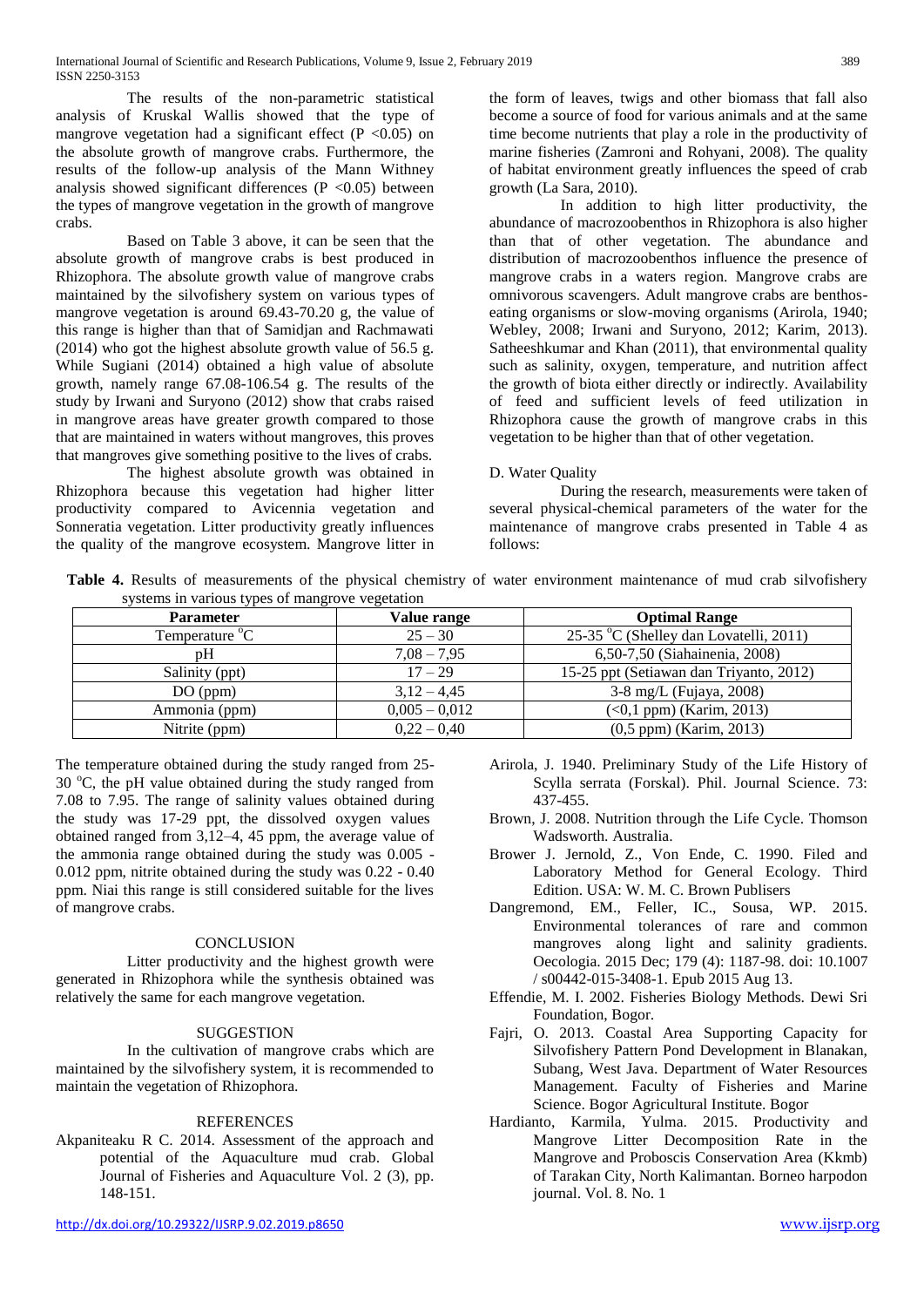The results of the non-parametric statistical analysis of Kruskal Wallis showed that the type of mangrove vegetation had a significant effect ($P < 0.05$) on the absolute growth of mangrove crabs. Furthermore, the results of the follow-up analysis of the Mann Withney analysis showed significant differences ($P < 0.05$) between the types of mangrove vegetation in the growth of mangrove crabs.

Based on Table 3 above, it can be seen that the absolute growth of mangrove crabs is best produced in Rhizophora. The absolute growth value of mangrove crabs maintained by the silvofishery system on various types of mangrove vegetation is around 69.43-70.20 g, the value of this range is higher than that of Samidjan and Rachmawati (2014) who got the highest absolute growth value of 56.5 g. While Sugiani (2014) obtained a high value of absolute growth, namely range 67.08-106.54 g. The results of the study by Irwani and Suryono (2012) show that crabs raised in mangrove areas have greater growth compared to those that are maintained in waters without mangroves, this proves that mangroves give something positive to the lives of crabs.

The highest absolute growth was obtained in Rhizophora because this vegetation had higher litter productivity compared to Avicennia vegetation and Sonneratia vegetation. Litter productivity greatly influences the quality of the mangrove ecosystem. Mangrove litter in the form of leaves, twigs and other biomass that fall also become a source of food for various animals and at the same time become nutrients that play a role in the productivity of marine fisheries (Zamroni and Rohyani, 2008). The quality of habitat environment greatly influences the speed of crab growth (La Sara, 2010).

In addition to high litter productivity, the abundance of macrozoobenthos in Rhizophora is also higher than that of other vegetation. The abundance and distribution of macrozoobenthos influence the presence of mangrove crabs in a waters region. Mangrove crabs are omnivorous scavengers. Adult mangrove crabs are benthos-eating organisms or slow-moving organisms (Arirola, 1940; Webley, 2008; Irwani and Suryono, 2012; Karim, 2013). Satheeshkumar and Khan (2011), that environmental quality such as salinity, oxygen, temperature, and nutrition affect the growth of biota either directly or indirectly. Availability of feed and sufficient levels of feed utilization in Rhizophora cause the growth of mangrove crabs in this vegetation to be higher than that of other vegetation.

D. Water Quality

During the research, measurements were taken of several physical-chemical parameters of the water for the maintenance of mangrove crabs presented in Table 4 as follows:

**Table 4.** Results of measurements of the physical chemistry of water environment maintenance of mud crab silvofishery systems in various types of mangrove vegetation

| Parameter | Value range | Optimal Range |
|---|---|---|
| Temperature $^{o}$C | 25 – 30 | 25-35 $^{o}$C (Shelley dan Lovatelli, 2011) |
| pH | 7,08 – 7,95 | 6,50-7,50 (Siahainenia, 2008) |
| Salinity (ppt) | 17 – 29 | 15-25 ppt (Setiawan dan Triyanto, 2012) |
| DO (ppm) | 3,12 – 4,45 | 3-8 mg/L (Fujaya, 2008) |
| Ammonia (ppm) | 0,005 – 0,012 | (<0,1 ppm) (Karim, 2013) |
| Nitrite (ppm) | 0,22 – 0,40 | (0,5 ppm) (Karim, 2013) |

The temperature obtained during the study ranged from 25-30 $^{o}$C, the pH value obtained during the study ranged from 7.08 to 7.95. The range of salinity values obtained during the study was 17-29 ppt, the dissolved oxygen values obtained ranged from 3,12–4, 45 ppm, the average value of the ammonia range obtained during the study was 0.005 - 0.012 ppm, nitrite obtained during the study was 0.22 - 0.40 ppm. Niai this range is still considered suitable for the lives of mangrove crabs.

## CONCLUSION

Litter productivity and the highest growth were generated in Rhizophora while the synthesis obtained was relatively the same for each mangrove vegetation.

## SUGGESTION

In the cultivation of mangrove crabs which are maintained by the silvofishery system, it is recommended to maintain the vegetation of Rhizophora.

## REFERENCES

Akpaniteaku R C. 2014. Assessment of the approach and potential of the Aquaculture mud crab. Global Journal of Fisheries and Aquaculture Vol. 2 (3), pp. 148-151.

Arirola, J. 1940. Preliminary Study of the Life History of Scylla serrata (Forskal). Phil. Journal Science. 73: 437-455.

Brown, J. 2008. Nutrition through the Life Cycle. Thomson Wadsworth. Australia.

Brower J. Jernold, Z., Von Ende, C. 1990. Filed and Laboratory Method for General Ecology. Third Edition. USA: W. M. C. Brown Publisers

Dangremond, EM., Feller, IC., Sousa, WP. 2015. Environmental tolerances of rare and common mangroves along light and salinity gradients. Oecologia. 2015 Dec; 179 (4): 1187-98. doi: 10.1007 / s00442-015-3408-1. Epub 2015 Aug 13.

Effendie, M. I. 2002. Fisheries Biology Methods. Dewi Sri Foundation, Bogor.

Fajri, O. 2013. Coastal Area Supporting Capacity for Silvofishery Pattern Pond Development in Blanakan, Subang, West Java. Department of Water Resources Management. Faculty of Fisheries and Marine Science. Bogor Agricultural Institute. Bogor

Hardianto, Karmila, Yulma. 2015. Productivity and Mangrove Litter Decomposition Rate in the Mangrove and Proboscis Conservation Area (Kkmb) of Tarakan City, North Kalimantan. Borneo harpodon journal. Vol. 8. No. 1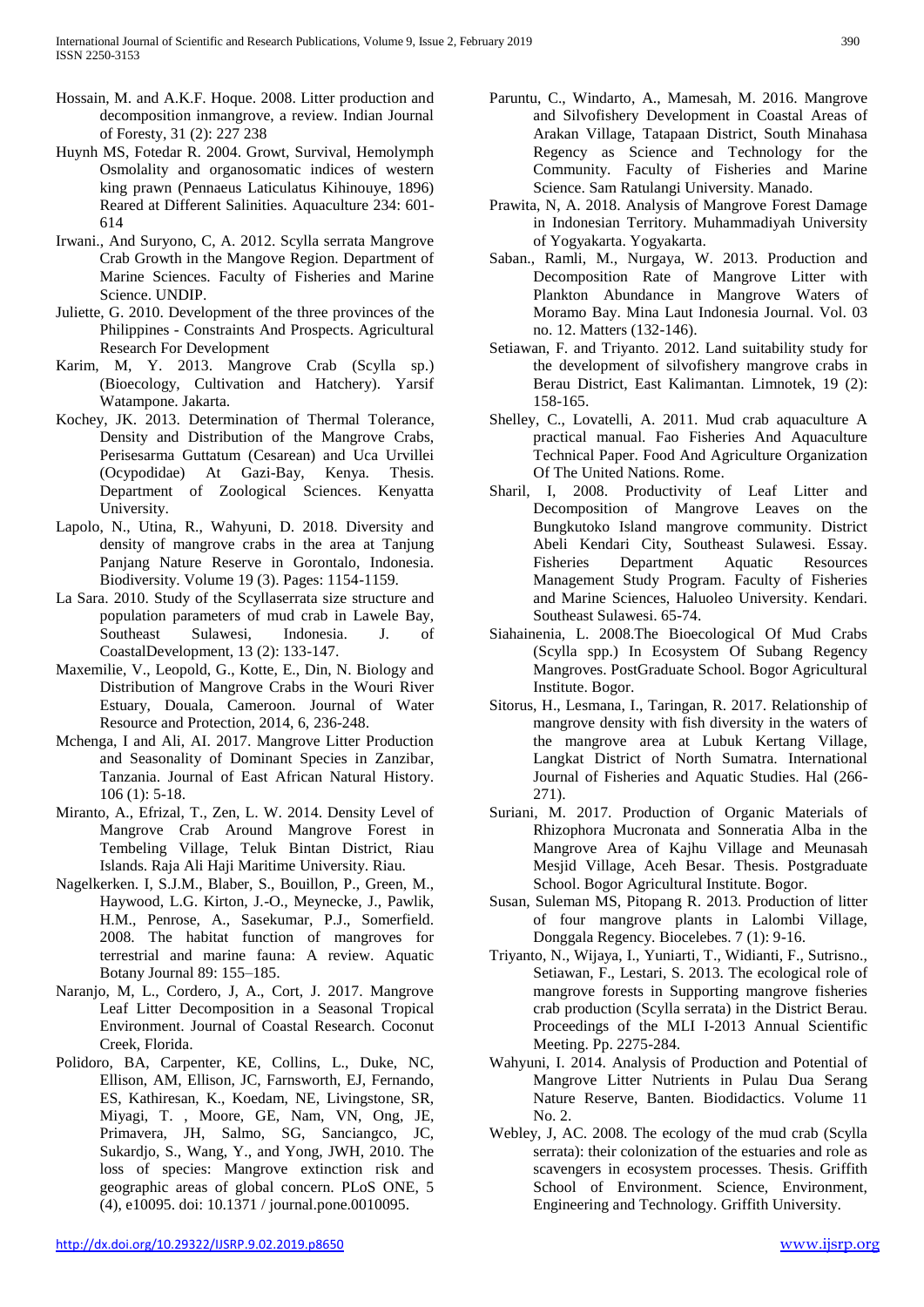Hossain, M. and A.K.F. Hoque. 2008. Litter production and decomposition inmangrove, a review. Indian Journal of Foresty, 31 (2): 227 238

Huynh MS, Fotedar R. 2004. Growt, Survival, Hemolymph Osmolality and organosomatic indices of western king prawn (Pennaeus Laticulatus Kihinouye, 1896) Reared at Different Salinities. Aquaculture 234: 601-614

Irwani., And Suryono, C, A. 2012. Scylla serrata Mangrove Crab Growth in the Mangove Region. Department of Marine Sciences. Faculty of Fisheries and Marine Science. UNDIP.

Juliette, G. 2010. Development of the three provinces of the Philippines - Constraints And Prospects. Agricultural Research For Development

Karim, M, Y. 2013. Mangrove Crab (Scylla sp.) (Bioecology, Cultivation and Hatchery). Yarsif Watampone. Jakarta.

Kochey, JK. 2013. Determination of Thermal Tolerance, Density and Distribution of the Mangrove Crabs, Perisesarma Guttatum (Cesarean) and Uca Urvillei (Ocypodidae) At Gazi-Bay, Kenya. Thesis. Department of Zoological Sciences. Kenyatta University.

Lapolo, N., Utina, R., Wahyuni, D. 2018. Diversity and density of mangrove crabs in the area at Tanjung Panjang Nature Reserve in Gorontalo, Indonesia. Biodiversity. Volume 19 (3). Pages: 1154-1159.

La Sara. 2010. Study of the Scyllaserrata size structure and population parameters of mud crab in Lawele Bay, Southeast Sulawesi, Indonesia. J. of CoastalDevelopment, 13 (2): 133-147.

Maxemilie, V., Leopold, G., Kotte, E., Din, N. Biology and Distribution of Mangrove Crabs in the Wouri River Estuary, Douala, Cameroon. Journal of Water Resource and Protection, 2014, 6, 236-248.

Mchenga, I and Ali, AI. 2017. Mangrove Litter Production and Seasonality of Dominant Species in Zanzibar, Tanzania. Journal of East African Natural History. 106 (1): 5-18.

Miranto, A., Efrizal, T., Zen, L. W. 2014. Density Level of Mangrove Crab Around Mangrove Forest in Tembeling Village, Teluk Bintan District, Riau Islands. Raja Ali Haji Maritime University. Riau.

Nagelkerken. I, S.J.M., Blaber, S., Bouillon, P., Green, M., Haywood, L.G. Kirton, J.-O., Meynecke, J., Pawlik, H.M., Penrose, A., Sasekumar, P.J., Somerfield. 2008. The habitat function of mangroves for terrestrial and marine fauna: A review. Aquatic Botany Journal 89: 155–185.

Naranjo, M, L., Cordero, J, A., Cort, J. 2017. Mangrove Leaf Litter Decomposition in a Seasonal Tropical Environment. Journal of Coastal Research. Coconut Creek, Florida.

Polidoro, BA, Carpenter, KE, Collins, L., Duke, NC, Ellison, AM, Ellison, JC, Farnsworth, EJ, Fernando, ES, Kathiresan, K., Koedam, NE, Livingstone, SR, Miyagi, T. , Moore, GE, Nam, VN, Ong, JE, Primavera, JH, Salmo, SG, Sanciangco, JC, Sukardjo, S., Wang, Y., and Yong, JWH, 2010. The loss of species: Mangrove extinction risk and geographic areas of global concern. PLoS ONE, 5 (4), e10095. doi: 10.1371 / journal.pone.0010095.

Paruntu, C., Windarto, A., Mamesah, M. 2016. Mangrove and Silvofishery Development in Coastal Areas of Arakan Village, Tatapaan District, South Minahasa Regency as Science and Technology for the Community. Faculty of Fisheries and Marine Science. Sam Ratulangi University. Manado.

Prawita, N, A. 2018. Analysis of Mangrove Forest Damage in Indonesian Territory. Muhammadiyah University of Yogyakarta. Yogyakarta.

Saban., Ramli, M., Nurgaya, W. 2013. Production and Decomposition Rate of Mangrove Litter with Plankton Abundance in Mangrove Waters of Moramo Bay. Mina Laut Indonesia Journal. Vol. 03 no. 12. Matters (132-146).

Setiawan, F. and Triyanto. 2012. Land suitability study for the development of silvofishery mangrove crabs in Berau District, East Kalimantan. Limnotek, 19 (2): 158-165.

Shelley, C., Lovatelli, A. 2011. Mud crab aquaculture A practical manual. Fao Fisheries And Aquaculture Technical Paper. Food And Agriculture Organization Of The United Nations. Rome.

Sharil, I, 2008. Productivity of Leaf Litter and Decomposition of Mangrove Leaves on the Bungkutoko Island mangrove community. District Abeli Kendari City, Southeast Sulawesi. Essay. Fisheries Department Aquatic Resources Management Study Program. Faculty of Fisheries and Marine Sciences, Haluoleo University. Kendari. Southeast Sulawesi. 65-74.

Siahainenia, L. 2008.The Bioecological Of Mud Crabs (Scylla spp.) In Ecosystem Of Subang Regency Mangroves. PostGraduate School. Bogor Agricultural Institute. Bogor.

Sitorus, H., Lesmana, I., Taringan, R. 2017. Relationship of mangrove density with fish diversity in the waters of the mangrove area at Lubuk Kertang Village, Langkat District of North Sumatra. International Journal of Fisheries and Aquatic Studies. Hal (266-271).

Suriani, M. 2017. Production of Organic Materials of Rhizophora Mucronata and Sonneratia Alba in the Mangrove Area of Kajhu Village and Meunasah Mesjid Village, Aceh Besar. Thesis. Postgraduate School. Bogor Agricultural Institute. Bogor.

Susan, Suleman MS, Pitopang R. 2013. Production of litter of four mangrove plants in Lalombi Village, Donggala Regency. Biocelebes. 7 (1): 9-16.

Triyanto, N., Wijaya, I., Yuniarti, T., Widianti, F., Sutrisno., Setiawan, F., Lestari, S. 2013. The ecological role of mangrove forests in Supporting mangrove fisheries crab production (Scylla serrata) in the District Berau. Proceedings of the MLI I-2013 Annual Scientific Meeting. Pp. 2275-284.

Wahyuni, I. 2014. Analysis of Production and Potential of Mangrove Litter Nutrients in Pulau Dua Serang Nature Reserve, Banten. Biodidactics. Volume 11 No. 2.

Webley, J, AC. 2008. The ecology of the mud crab (Scylla serrata): their colonization of the estuaries and role as scavengers in ecosystem processes. Thesis. Griffith School of Environment. Science, Environment, Engineering and Technology. Griffith University.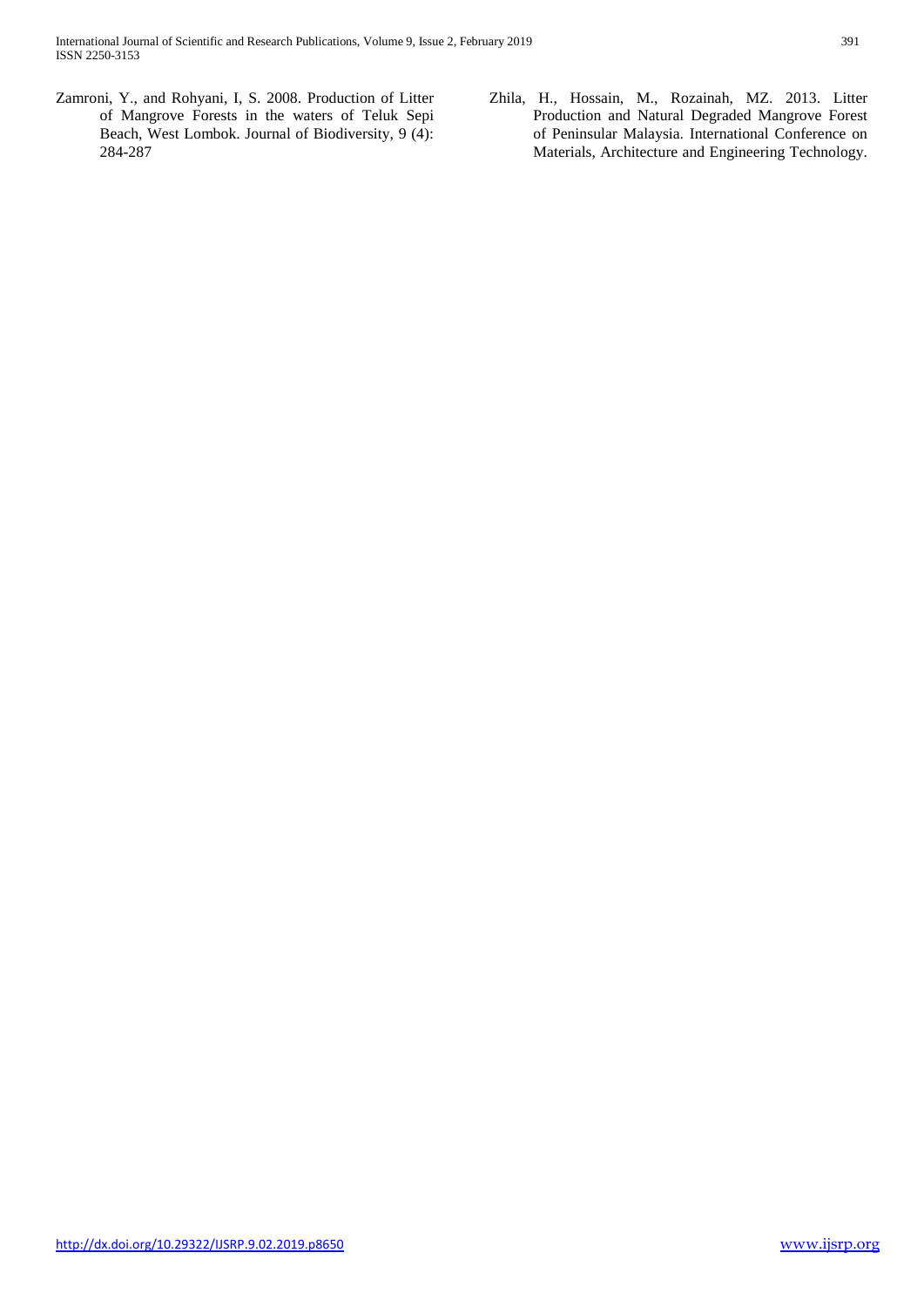Zamroni, Y., and Rohyani, I, S. 2008. Production of Litter of Mangrove Forests in the waters of Teluk Sepi Beach, West Lombok. Journal of Biodiversity, 9 (4): 284-287

Zhila, H., Hossain, M., Rozainah, MZ. 2013. Litter Production and Natural Degraded Mangrove Forest of Peninsular Malaysia. International Conference on Materials, Architecture and Engineering Technology.